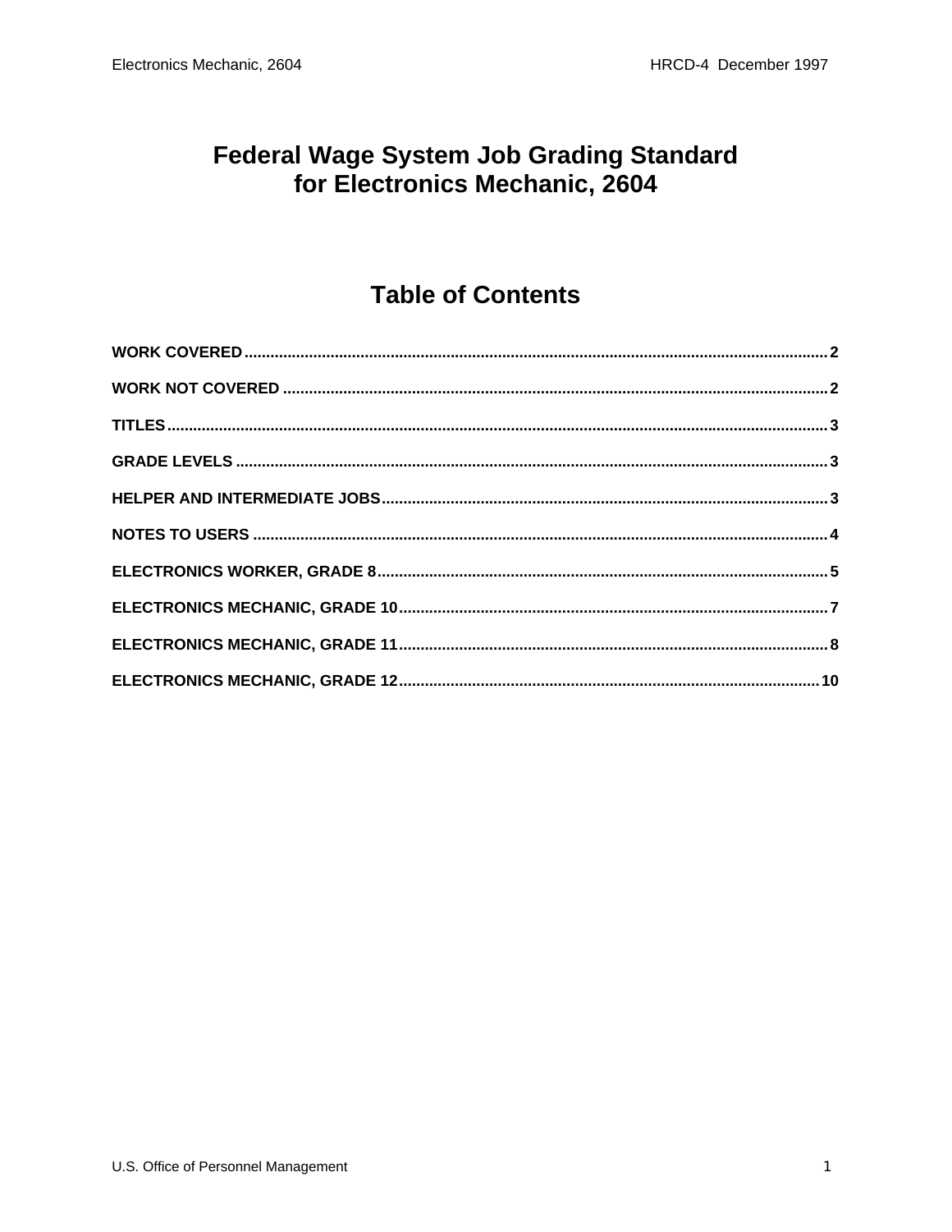# Federal Wage System Job Grading Standard for Electronics Mechanic, 2604

## Table of Contents

- WORK COVERED ........ 2
- WORK NOT COVERED ........ 2
- TITLES ........ 3
- GRADE LEVELS ........ 3
- HELPER AND INTERMEDIATE JOBS ........ 3
- NOTES TO USERS ........ 4
- ELECTRONICS WORKER, GRADE 8 ........ 5
- ELECTRONICS MECHANIC, GRADE 10 ........ 7
- ELECTRONICS MECHANIC, GRADE 11 ........ 8
- ELECTRONICS MECHANIC, GRADE 12 ........ 10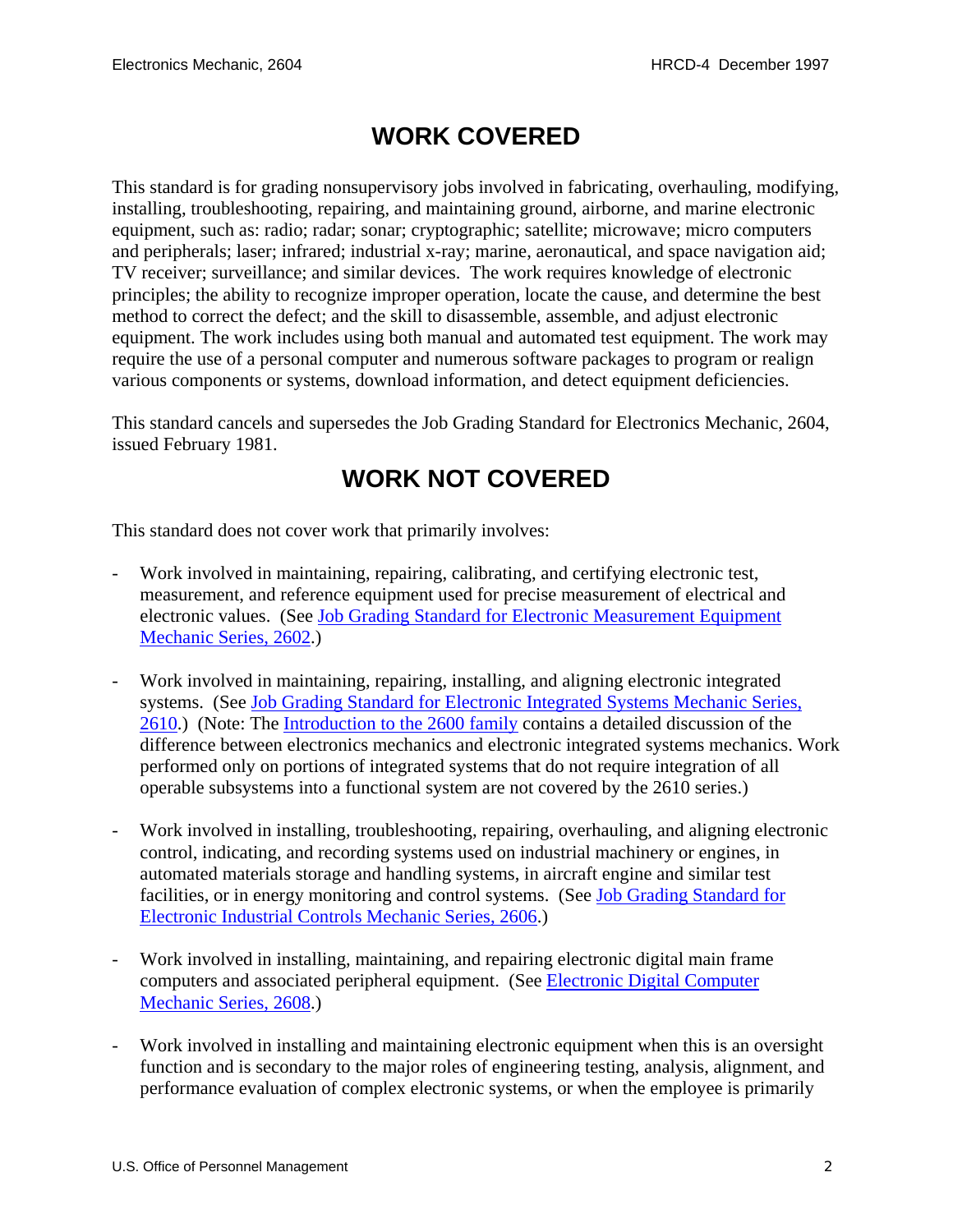# WORK COVERED

This standard is for grading nonsupervisory jobs involved in fabricating, overhauling, modifying, installing, troubleshooting, repairing, and maintaining ground, airborne, and marine electronic equipment, such as: radio; radar; sonar; cryptographic; satellite; microwave; micro computers and peripherals; laser; infrared; industrial x-ray; marine, aeronautical, and space navigation aid; TV receiver; surveillance; and similar devices. The work requires knowledge of electronic principles; the ability to recognize improper operation, locate the cause, and determine the best method to correct the defect; and the skill to disassemble, assemble, and adjust electronic equipment. The work includes using both manual and automated test equipment. The work may require the use of a personal computer and numerous software packages to program or realign various components or systems, download information, and detect equipment deficiencies.

This standard cancels and supersedes the Job Grading Standard for Electronics Mechanic, 2604, issued February 1981.

# WORK NOT COVERED

This standard does not cover work that primarily involves:

- Work involved in maintaining, repairing, calibrating, and certifying electronic test, measurement, and reference equipment used for precise measurement of electrical and electronic values. (See Job Grading Standard for Electronic Measurement Equipment Mechanic Series, 2602.)

- Work involved in maintaining, repairing, installing, and aligning electronic integrated systems. (See Job Grading Standard for Electronic Integrated Systems Mechanic Series, 2610.) (Note: The Introduction to the 2600 family contains a detailed discussion of the difference between electronics mechanics and electronic integrated systems mechanics. Work performed only on portions of integrated systems that do not require integration of all operable subsystems into a functional system are not covered by the 2610 series.)

- Work involved in installing, troubleshooting, repairing, overhauling, and aligning electronic control, indicating, and recording systems used on industrial machinery or engines, in automated materials storage and handling systems, in aircraft engine and similar test facilities, or in energy monitoring and control systems. (See Job Grading Standard for Electronic Industrial Controls Mechanic Series, 2606.)

- Work involved in installing, maintaining, and repairing electronic digital main frame computers and associated peripheral equipment. (See Electronic Digital Computer Mechanic Series, 2608.)

- Work involved in installing and maintaining electronic equipment when this is an oversight function and is secondary to the major roles of engineering testing, analysis, alignment, and performance evaluation of complex electronic systems, or when the employee is primarily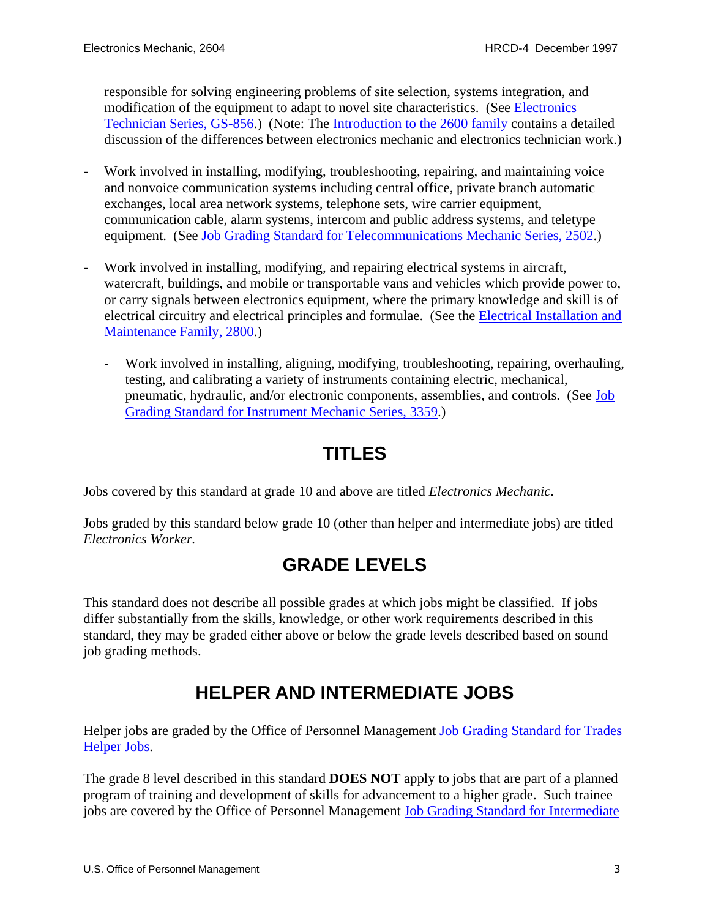responsible for solving engineering problems of site selection, systems integration, and modification of the equipment to adapt to novel site characteristics. (See Electronics Technician Series, GS-856.) (Note: The Introduction to the 2600 family contains a detailed discussion of the differences between electronics mechanic and electronics technician work.)

- Work involved in installing, modifying, troubleshooting, repairing, and maintaining voice and nonvoice communication systems including central office, private branch automatic exchanges, local area network systems, telephone sets, wire carrier equipment, communication cable, alarm systems, intercom and public address systems, and teletype equipment. (See Job Grading Standard for Telecommunications Mechanic Series, 2502.)

- Work involved in installing, modifying, and repairing electrical systems in aircraft, watercraft, buildings, and mobile or transportable vans and vehicles which provide power to, or carry signals between electronics equipment, where the primary knowledge and skill is of electrical circuitry and electrical principles and formulae. (See the Electrical Installation and Maintenance Family, 2800.)

  - Work involved in installing, aligning, modifying, troubleshooting, repairing, overhauling, testing, and calibrating a variety of instruments containing electric, mechanical, pneumatic, hydraulic, and/or electronic components, assemblies, and controls. (See Job Grading Standard for Instrument Mechanic Series, 3359.)

## TITLES

Jobs covered by this standard at grade 10 and above are titled *Electronics Mechanic*.

Jobs graded by this standard below grade 10 (other than helper and intermediate jobs) are titled *Electronics Worker.*

## GRADE LEVELS

This standard does not describe all possible grades at which jobs might be classified. If jobs differ substantially from the skills, knowledge, or other work requirements described in this standard, they may be graded either above or below the grade levels described based on sound job grading methods.

## HELPER AND INTERMEDIATE JOBS

Helper jobs are graded by the Office of Personnel Management Job Grading Standard for Trades Helper Jobs.

The grade 8 level described in this standard **DOES NOT** apply to jobs that are part of a planned program of training and development of skills for advancement to a higher grade. Such trainee jobs are covered by the Office of Personnel Management Job Grading Standard for Intermediate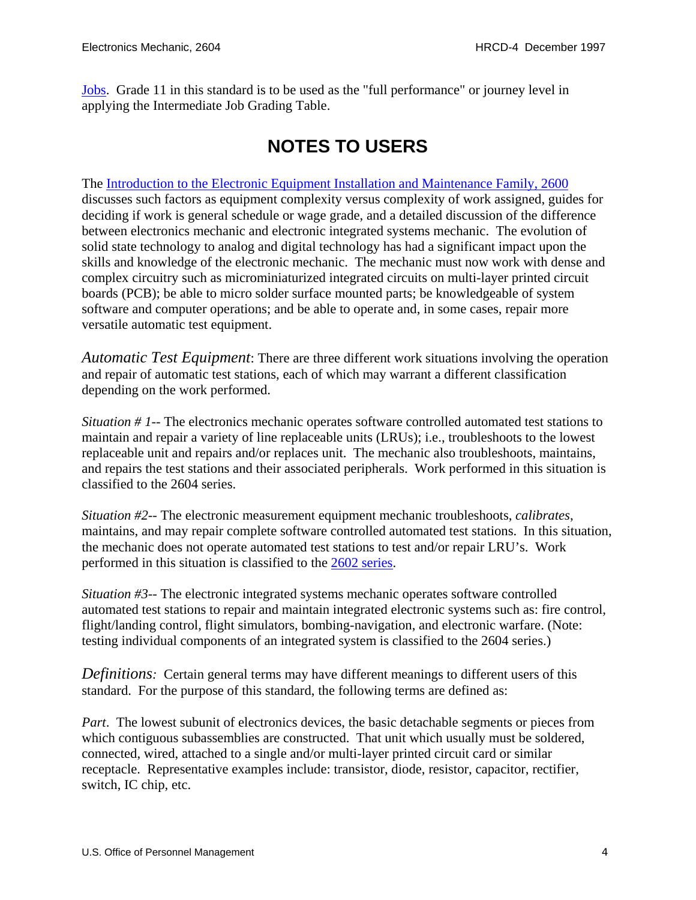Jobs. Grade 11 in this standard is to be used as the "full performance" or journey level in applying the Intermediate Job Grading Table.

# NOTES TO USERS

The Introduction to the Electronic Equipment Installation and Maintenance Family, 2600 discusses such factors as equipment complexity versus complexity of work assigned, guides for deciding if work is general schedule or wage grade, and a detailed discussion of the difference between electronics mechanic and electronic integrated systems mechanic. The evolution of solid state technology to analog and digital technology has had a significant impact upon the skills and knowledge of the electronic mechanic. The mechanic must now work with dense and complex circuitry such as microminiaturized integrated circuits on multi-layer printed circuit boards (PCB); be able to micro solder surface mounted parts; be knowledgeable of system software and computer operations; and be able to operate and, in some cases, repair more versatile automatic test equipment.

*Automatic Test Equipment*: There are three different work situations involving the operation and repair of automatic test stations, each of which may warrant a different classification depending on the work performed.

*Situation # 1*-- The electronics mechanic operates software controlled automated test stations to maintain and repair a variety of line replaceable units (LRUs); i.e., troubleshoots to the lowest replaceable unit and repairs and/or replaces unit. The mechanic also troubleshoots, maintains, and repairs the test stations and their associated peripherals. Work performed in this situation is classified to the 2604 series.

*Situation #2*-- The electronic measurement equipment mechanic troubleshoots, *calibrates*, maintains, and may repair complete software controlled automated test stations. In this situation, the mechanic does not operate automated test stations to test and/or repair LRU's. Work performed in this situation is classified to the 2602 series.

*Situation #3*-- The electronic integrated systems mechanic operates software controlled automated test stations to repair and maintain integrated electronic systems such as: fire control, flight/landing control, flight simulators, bombing-navigation, and electronic warfare. (Note: testing individual components of an integrated system is classified to the 2604 series.)

*Definitions:* Certain general terms may have different meanings to different users of this standard. For the purpose of this standard, the following terms are defined as:

*Part*. The lowest subunit of electronics devices, the basic detachable segments or pieces from which contiguous subassemblies are constructed. That unit which usually must be soldered, connected, wired, attached to a single and/or multi-layer printed circuit card or similar receptacle. Representative examples include: transistor, diode, resistor, capacitor, rectifier, switch, IC chip, etc.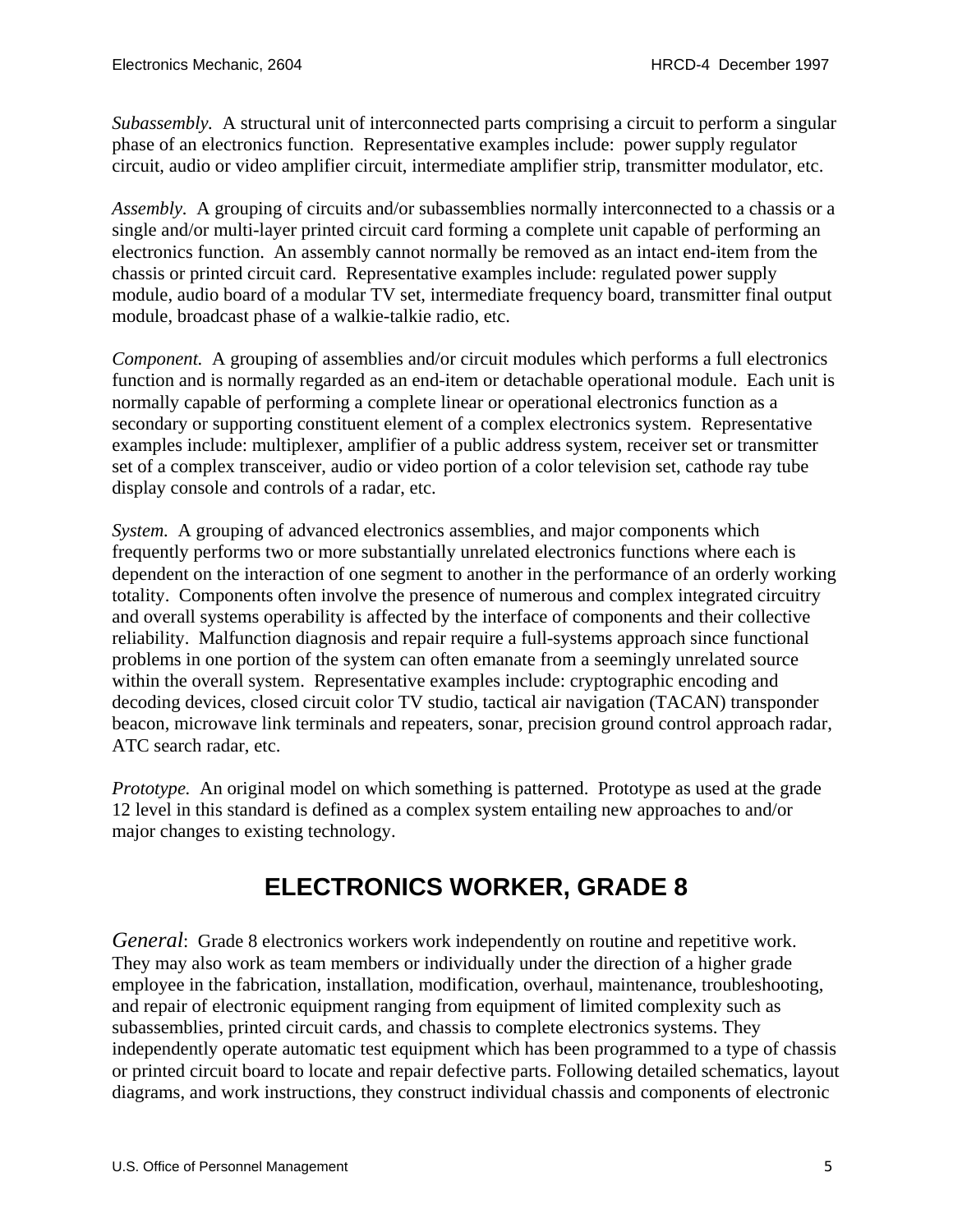*Subassembly.* A structural unit of interconnected parts comprising a circuit to perform a singular phase of an electronics function. Representative examples include: power supply regulator circuit, audio or video amplifier circuit, intermediate amplifier strip, transmitter modulator, etc.

*Assembly.* A grouping of circuits and/or subassemblies normally interconnected to a chassis or a single and/or multi-layer printed circuit card forming a complete unit capable of performing an electronics function. An assembly cannot normally be removed as an intact end-item from the chassis or printed circuit card. Representative examples include: regulated power supply module, audio board of a modular TV set, intermediate frequency board, transmitter final output module, broadcast phase of a walkie-talkie radio, etc.

*Component.* A grouping of assemblies and/or circuit modules which performs a full electronics function and is normally regarded as an end-item or detachable operational module. Each unit is normally capable of performing a complete linear or operational electronics function as a secondary or supporting constituent element of a complex electronics system. Representative examples include: multiplexer, amplifier of a public address system, receiver set or transmitter set of a complex transceiver, audio or video portion of a color television set, cathode ray tube display console and controls of a radar, etc.

*System.* A grouping of advanced electronics assemblies, and major components which frequently performs two or more substantially unrelated electronics functions where each is dependent on the interaction of one segment to another in the performance of an orderly working totality. Components often involve the presence of numerous and complex integrated circuitry and overall systems operability is affected by the interface of components and their collective reliability. Malfunction diagnosis and repair require a full-systems approach since functional problems in one portion of the system can often emanate from a seemingly unrelated source within the overall system. Representative examples include: cryptographic encoding and decoding devices, closed circuit color TV studio, tactical air navigation (TACAN) transponder beacon, microwave link terminals and repeaters, sonar, precision ground control approach radar, ATC search radar, etc.

*Prototype.* An original model on which something is patterned. Prototype as used at the grade 12 level in this standard is defined as a complex system entailing new approaches to and/or major changes to existing technology.

# ELECTRONICS WORKER, GRADE 8

*General*: Grade 8 electronics workers work independently on routine and repetitive work. They may also work as team members or individually under the direction of a higher grade employee in the fabrication, installation, modification, overhaul, maintenance, troubleshooting, and repair of electronic equipment ranging from equipment of limited complexity such as subassemblies, printed circuit cards, and chassis to complete electronics systems. They independently operate automatic test equipment which has been programmed to a type of chassis or printed circuit board to locate and repair defective parts. Following detailed schematics, layout diagrams, and work instructions, they construct individual chassis and components of electronic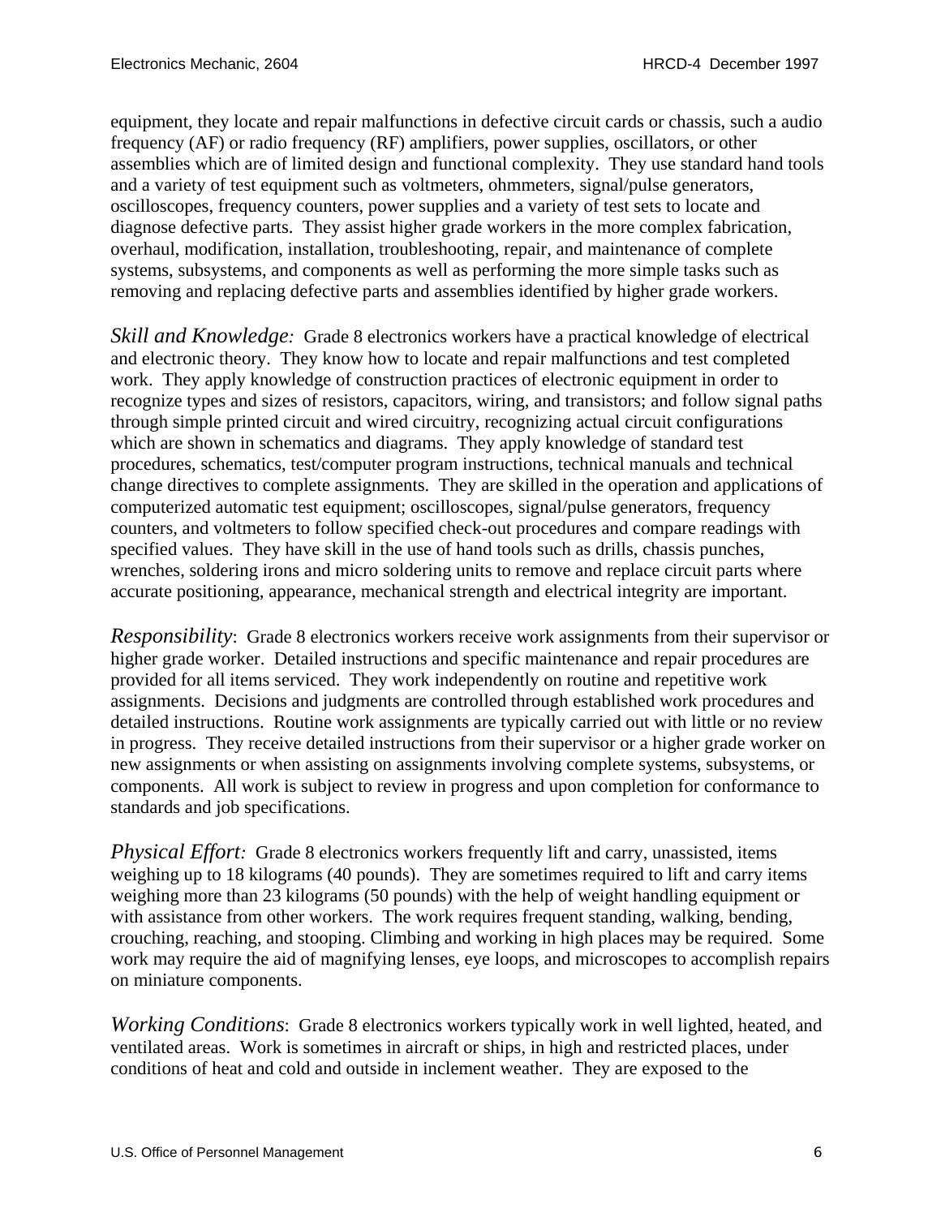equipment, they locate and repair malfunctions in defective circuit cards or chassis, such a audio frequency (AF) or radio frequency (RF) amplifiers, power supplies, oscillators, or other assemblies which are of limited design and functional complexity. They use standard hand tools and a variety of test equipment such as voltmeters, ohmmeters, signal/pulse generators, oscilloscopes, frequency counters, power supplies and a variety of test sets to locate and diagnose defective parts. They assist higher grade workers in the more complex fabrication, overhaul, modification, installation, troubleshooting, repair, and maintenance of complete systems, subsystems, and components as well as performing the more simple tasks such as removing and replacing defective parts and assemblies identified by higher grade workers.

*Skill and Knowledge:* Grade 8 electronics workers have a practical knowledge of electrical and electronic theory. They know how to locate and repair malfunctions and test completed work. They apply knowledge of construction practices of electronic equipment in order to recognize types and sizes of resistors, capacitors, wiring, and transistors; and follow signal paths through simple printed circuit and wired circuitry, recognizing actual circuit configurations which are shown in schematics and diagrams. They apply knowledge of standard test procedures, schematics, test/computer program instructions, technical manuals and technical change directives to complete assignments. They are skilled in the operation and applications of computerized automatic test equipment; oscilloscopes, signal/pulse generators, frequency counters, and voltmeters to follow specified check-out procedures and compare readings with specified values. They have skill in the use of hand tools such as drills, chassis punches, wrenches, soldering irons and micro soldering units to remove and replace circuit parts where accurate positioning, appearance, mechanical strength and electrical integrity are important.

*Responsibility*: Grade 8 electronics workers receive work assignments from their supervisor or higher grade worker. Detailed instructions and specific maintenance and repair procedures are provided for all items serviced. They work independently on routine and repetitive work assignments. Decisions and judgments are controlled through established work procedures and detailed instructions. Routine work assignments are typically carried out with little or no review in progress. They receive detailed instructions from their supervisor or a higher grade worker on new assignments or when assisting on assignments involving complete systems, subsystems, or components. All work is subject to review in progress and upon completion for conformance to standards and job specifications.

*Physical Effort:* Grade 8 electronics workers frequently lift and carry, unassisted, items weighing up to 18 kilograms (40 pounds). They are sometimes required to lift and carry items weighing more than 23 kilograms (50 pounds) with the help of weight handling equipment or with assistance from other workers. The work requires frequent standing, walking, bending, crouching, reaching, and stooping. Climbing and working in high places may be required. Some work may require the aid of magnifying lenses, eye loops, and microscopes to accomplish repairs on miniature components.

*Working Conditions*: Grade 8 electronics workers typically work in well lighted, heated, and ventilated areas. Work is sometimes in aircraft or ships, in high and restricted places, under conditions of heat and cold and outside in inclement weather. They are exposed to the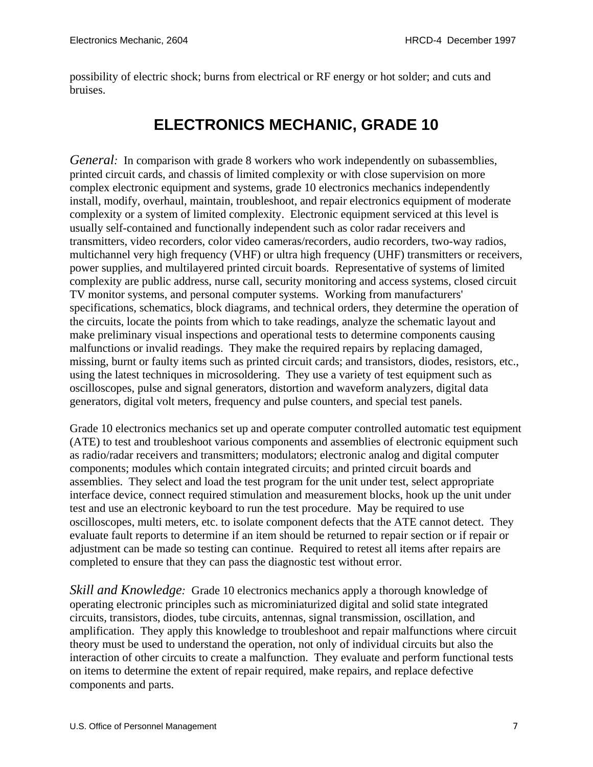possibility of electric shock; burns from electrical or RF energy or hot solder; and cuts and bruises.

## ELECTRONICS MECHANIC, GRADE 10

*General:* In comparison with grade 8 workers who work independently on subassemblies, printed circuit cards, and chassis of limited complexity or with close supervision on more complex electronic equipment and systems, grade 10 electronics mechanics independently install, modify, overhaul, maintain, troubleshoot, and repair electronics equipment of moderate complexity or a system of limited complexity. Electronic equipment serviced at this level is usually self-contained and functionally independent such as color radar receivers and transmitters, video recorders, color video cameras/recorders, audio recorders, two-way radios, multichannel very high frequency (VHF) or ultra high frequency (UHF) transmitters or receivers, power supplies, and multilayered printed circuit boards. Representative of systems of limited complexity are public address, nurse call, security monitoring and access systems, closed circuit TV monitor systems, and personal computer systems. Working from manufacturers' specifications, schematics, block diagrams, and technical orders, they determine the operation of the circuits, locate the points from which to take readings, analyze the schematic layout and make preliminary visual inspections and operational tests to determine components causing malfunctions or invalid readings. They make the required repairs by replacing damaged, missing, burnt or faulty items such as printed circuit cards; and transistors, diodes, resistors, etc., using the latest techniques in microsoldering. They use a variety of test equipment such as oscilloscopes, pulse and signal generators, distortion and waveform analyzers, digital data generators, digital volt meters, frequency and pulse counters, and special test panels.

Grade 10 electronics mechanics set up and operate computer controlled automatic test equipment (ATE) to test and troubleshoot various components and assemblies of electronic equipment such as radio/radar receivers and transmitters; modulators; electronic analog and digital computer components; modules which contain integrated circuits; and printed circuit boards and assemblies. They select and load the test program for the unit under test, select appropriate interface device, connect required stimulation and measurement blocks, hook up the unit under test and use an electronic keyboard to run the test procedure. May be required to use oscilloscopes, multi meters, etc. to isolate component defects that the ATE cannot detect. They evaluate fault reports to determine if an item should be returned to repair section or if repair or adjustment can be made so testing can continue. Required to retest all items after repairs are completed to ensure that they can pass the diagnostic test without error.

*Skill and Knowledge:* Grade 10 electronics mechanics apply a thorough knowledge of operating electronic principles such as microminiaturized digital and solid state integrated circuits, transistors, diodes, tube circuits, antennas, signal transmission, oscillation, and amplification. They apply this knowledge to troubleshoot and repair malfunctions where circuit theory must be used to understand the operation, not only of individual circuits but also the interaction of other circuits to create a malfunction. They evaluate and perform functional tests on items to determine the extent of repair required, make repairs, and replace defective components and parts.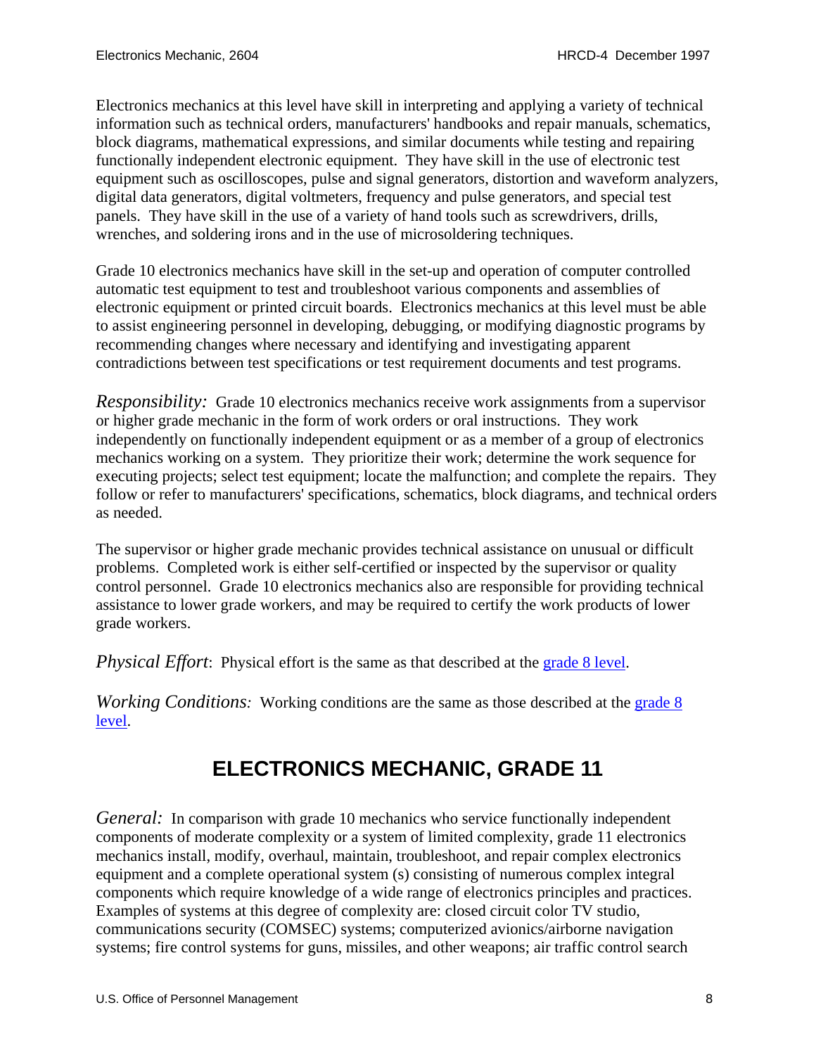Electronics mechanics at this level have skill in interpreting and applying a variety of technical information such as technical orders, manufacturers' handbooks and repair manuals, schematics, block diagrams, mathematical expressions, and similar documents while testing and repairing functionally independent electronic equipment. They have skill in the use of electronic test equipment such as oscilloscopes, pulse and signal generators, distortion and waveform analyzers, digital data generators, digital voltmeters, frequency and pulse generators, and special test panels. They have skill in the use of a variety of hand tools such as screwdrivers, drills, wrenches, and soldering irons and in the use of microsoldering techniques.

Grade 10 electronics mechanics have skill in the set-up and operation of computer controlled automatic test equipment to test and troubleshoot various components and assemblies of electronic equipment or printed circuit boards. Electronics mechanics at this level must be able to assist engineering personnel in developing, debugging, or modifying diagnostic programs by recommending changes where necessary and identifying and investigating apparent contradictions between test specifications or test requirement documents and test programs.

*Responsibility:* Grade 10 electronics mechanics receive work assignments from a supervisor or higher grade mechanic in the form of work orders or oral instructions. They work independently on functionally independent equipment or as a member of a group of electronics mechanics working on a system. They prioritize their work; determine the work sequence for executing projects; select test equipment; locate the malfunction; and complete the repairs. They follow or refer to manufacturers' specifications, schematics, block diagrams, and technical orders as needed.

The supervisor or higher grade mechanic provides technical assistance on unusual or difficult problems. Completed work is either self-certified or inspected by the supervisor or quality control personnel. Grade 10 electronics mechanics also are responsible for providing technical assistance to lower grade workers, and may be required to certify the work products of lower grade workers.

*Physical Effort*: Physical effort is the same as that described at the grade 8 level.

*Working Conditions:* Working conditions are the same as those described at the grade 8 level.

## ELECTRONICS MECHANIC, GRADE 11

*General:* In comparison with grade 10 mechanics who service functionally independent components of moderate complexity or a system of limited complexity, grade 11 electronics mechanics install, modify, overhaul, maintain, troubleshoot, and repair complex electronics equipment and a complete operational system (s) consisting of numerous complex integral components which require knowledge of a wide range of electronics principles and practices. Examples of systems at this degree of complexity are: closed circuit color TV studio, communications security (COMSEC) systems; computerized avionics/airborne navigation systems; fire control systems for guns, missiles, and other weapons; air traffic control search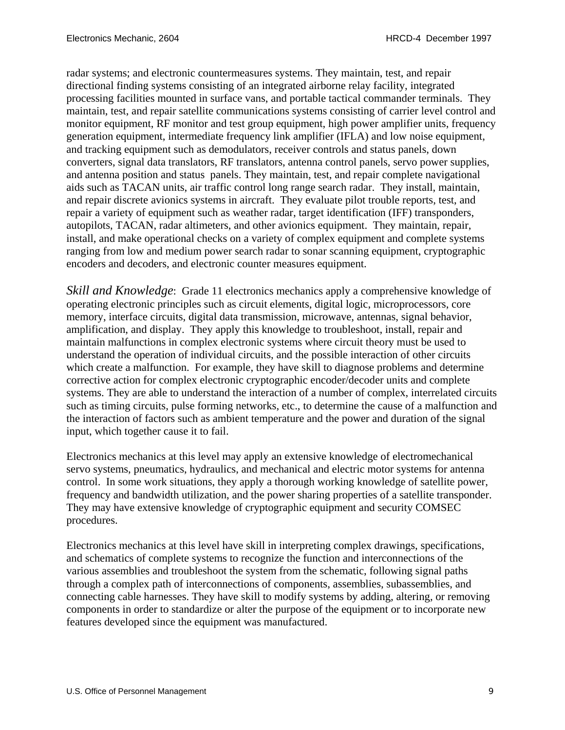radar systems; and electronic countermeasures systems. They maintain, test, and repair directional finding systems consisting of an integrated airborne relay facility, integrated processing facilities mounted in surface vans, and portable tactical commander terminals. They maintain, test, and repair satellite communications systems consisting of carrier level control and monitor equipment, RF monitor and test group equipment, high power amplifier units, frequency generation equipment, intermediate frequency link amplifier (IFLA) and low noise equipment, and tracking equipment such as demodulators, receiver controls and status panels, down converters, signal data translators, RF translators, antenna control panels, servo power supplies, and antenna position and status panels. They maintain, test, and repair complete navigational aids such as TACAN units, air traffic control long range search radar. They install, maintain, and repair discrete avionics systems in aircraft. They evaluate pilot trouble reports, test, and repair a variety of equipment such as weather radar, target identification (IFF) transponders, autopilots, TACAN, radar altimeters, and other avionics equipment. They maintain, repair, install, and make operational checks on a variety of complex equipment and complete systems ranging from low and medium power search radar to sonar scanning equipment, cryptographic encoders and decoders, and electronic counter measures equipment.

*Skill and Knowledge*: Grade 11 electronics mechanics apply a comprehensive knowledge of operating electronic principles such as circuit elements, digital logic, microprocessors, core memory, interface circuits, digital data transmission, microwave, antennas, signal behavior, amplification, and display. They apply this knowledge to troubleshoot, install, repair and maintain malfunctions in complex electronic systems where circuit theory must be used to understand the operation of individual circuits, and the possible interaction of other circuits which create a malfunction. For example, they have skill to diagnose problems and determine corrective action for complex electronic cryptographic encoder/decoder units and complete systems. They are able to understand the interaction of a number of complex, interrelated circuits such as timing circuits, pulse forming networks, etc., to determine the cause of a malfunction and the interaction of factors such as ambient temperature and the power and duration of the signal input, which together cause it to fail.

Electronics mechanics at this level may apply an extensive knowledge of electromechanical servo systems, pneumatics, hydraulics, and mechanical and electric motor systems for antenna control. In some work situations, they apply a thorough working knowledge of satellite power, frequency and bandwidth utilization, and the power sharing properties of a satellite transponder. They may have extensive knowledge of cryptographic equipment and security COMSEC procedures.

Electronics mechanics at this level have skill in interpreting complex drawings, specifications, and schematics of complete systems to recognize the function and interconnections of the various assemblies and troubleshoot the system from the schematic, following signal paths through a complex path of interconnections of components, assemblies, subassemblies, and connecting cable harnesses. They have skill to modify systems by adding, altering, or removing components in order to standardize or alter the purpose of the equipment or to incorporate new features developed since the equipment was manufactured.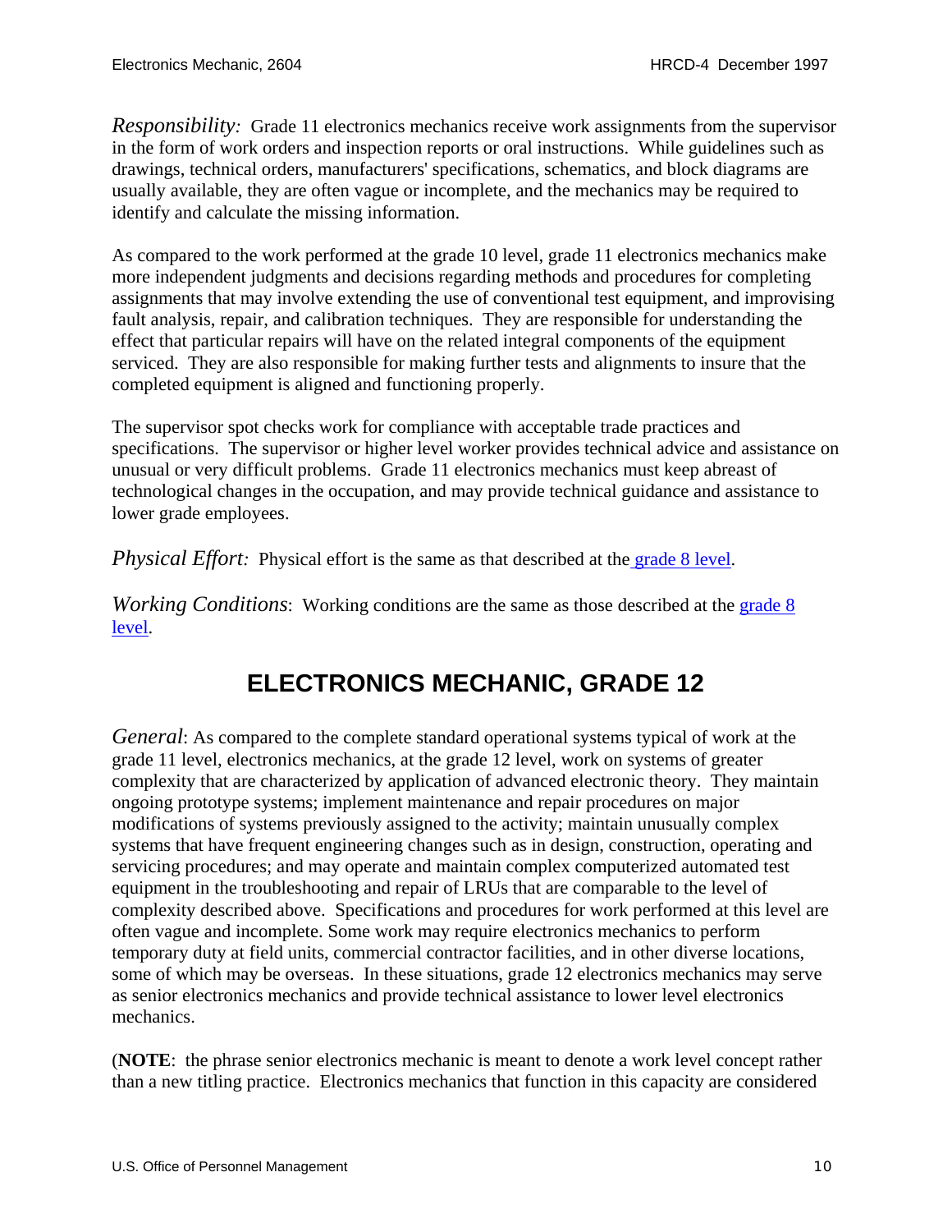*Responsibility:* Grade 11 electronics mechanics receive work assignments from the supervisor in the form of work orders and inspection reports or oral instructions. While guidelines such as drawings, technical orders, manufacturers' specifications, schematics, and block diagrams are usually available, they are often vague or incomplete, and the mechanics may be required to identify and calculate the missing information.

As compared to the work performed at the grade 10 level, grade 11 electronics mechanics make more independent judgments and decisions regarding methods and procedures for completing assignments that may involve extending the use of conventional test equipment, and improvising fault analysis, repair, and calibration techniques. They are responsible for understanding the effect that particular repairs will have on the related integral components of the equipment serviced. They are also responsible for making further tests and alignments to insure that the completed equipment is aligned and functioning properly.

The supervisor spot checks work for compliance with acceptable trade practices and specifications. The supervisor or higher level worker provides technical advice and assistance on unusual or very difficult problems. Grade 11 electronics mechanics must keep abreast of technological changes in the occupation, and may provide technical guidance and assistance to lower grade employees.

*Physical Effort:* Physical effort is the same as that described at the grade 8 level.

*Working Conditions*: Working conditions are the same as those described at the grade 8 level.

## ELECTRONICS MECHANIC, GRADE 12

*General*: As compared to the complete standard operational systems typical of work at the grade 11 level, electronics mechanics, at the grade 12 level, work on systems of greater complexity that are characterized by application of advanced electronic theory. They maintain ongoing prototype systems; implement maintenance and repair procedures on major modifications of systems previously assigned to the activity; maintain unusually complex systems that have frequent engineering changes such as in design, construction, operating and servicing procedures; and may operate and maintain complex computerized automated test equipment in the troubleshooting and repair of LRUs that are comparable to the level of complexity described above. Specifications and procedures for work performed at this level are often vague and incomplete. Some work may require electronics mechanics to perform temporary duty at field units, commercial contractor facilities, and in other diverse locations, some of which may be overseas. In these situations, grade 12 electronics mechanics may serve as senior electronics mechanics and provide technical assistance to lower level electronics mechanics.

(**NOTE**: the phrase senior electronics mechanic is meant to denote a work level concept rather than a new titling practice. Electronics mechanics that function in this capacity are considered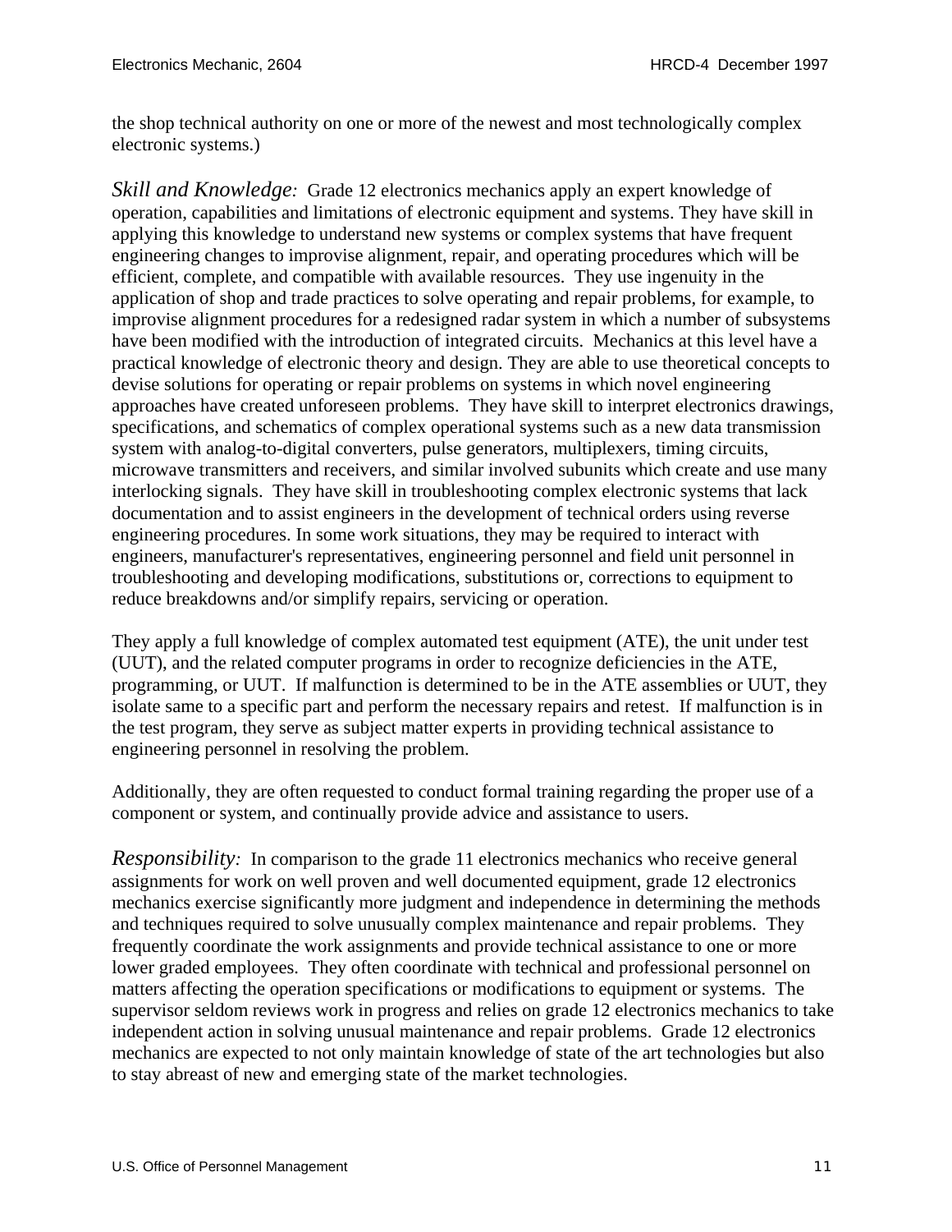the shop technical authority on one or more of the newest and most technologically complex electronic systems.)

*Skill and Knowledge:* Grade 12 electronics mechanics apply an expert knowledge of operation, capabilities and limitations of electronic equipment and systems. They have skill in applying this knowledge to understand new systems or complex systems that have frequent engineering changes to improvise alignment, repair, and operating procedures which will be efficient, complete, and compatible with available resources. They use ingenuity in the application of shop and trade practices to solve operating and repair problems, for example, to improvise alignment procedures for a redesigned radar system in which a number of subsystems have been modified with the introduction of integrated circuits. Mechanics at this level have a practical knowledge of electronic theory and design. They are able to use theoretical concepts to devise solutions for operating or repair problems on systems in which novel engineering approaches have created unforeseen problems. They have skill to interpret electronics drawings, specifications, and schematics of complex operational systems such as a new data transmission system with analog-to-digital converters, pulse generators, multiplexers, timing circuits, microwave transmitters and receivers, and similar involved subunits which create and use many interlocking signals. They have skill in troubleshooting complex electronic systems that lack documentation and to assist engineers in the development of technical orders using reverse engineering procedures. In some work situations, they may be required to interact with engineers, manufacturer's representatives, engineering personnel and field unit personnel in troubleshooting and developing modifications, substitutions or, corrections to equipment to reduce breakdowns and/or simplify repairs, servicing or operation.

They apply a full knowledge of complex automated test equipment (ATE), the unit under test (UUT), and the related computer programs in order to recognize deficiencies in the ATE, programming, or UUT. If malfunction is determined to be in the ATE assemblies or UUT, they isolate same to a specific part and perform the necessary repairs and retest. If malfunction is in the test program, they serve as subject matter experts in providing technical assistance to engineering personnel in resolving the problem.

Additionally, they are often requested to conduct formal training regarding the proper use of a component or system, and continually provide advice and assistance to users.

*Responsibility:* In comparison to the grade 11 electronics mechanics who receive general assignments for work on well proven and well documented equipment, grade 12 electronics mechanics exercise significantly more judgment and independence in determining the methods and techniques required to solve unusually complex maintenance and repair problems. They frequently coordinate the work assignments and provide technical assistance to one or more lower graded employees. They often coordinate with technical and professional personnel on matters affecting the operation specifications or modifications to equipment or systems. The supervisor seldom reviews work in progress and relies on grade 12 electronics mechanics to take independent action in solving unusual maintenance and repair problems. Grade 12 electronics mechanics are expected to not only maintain knowledge of state of the art technologies but also to stay abreast of new and emerging state of the market technologies.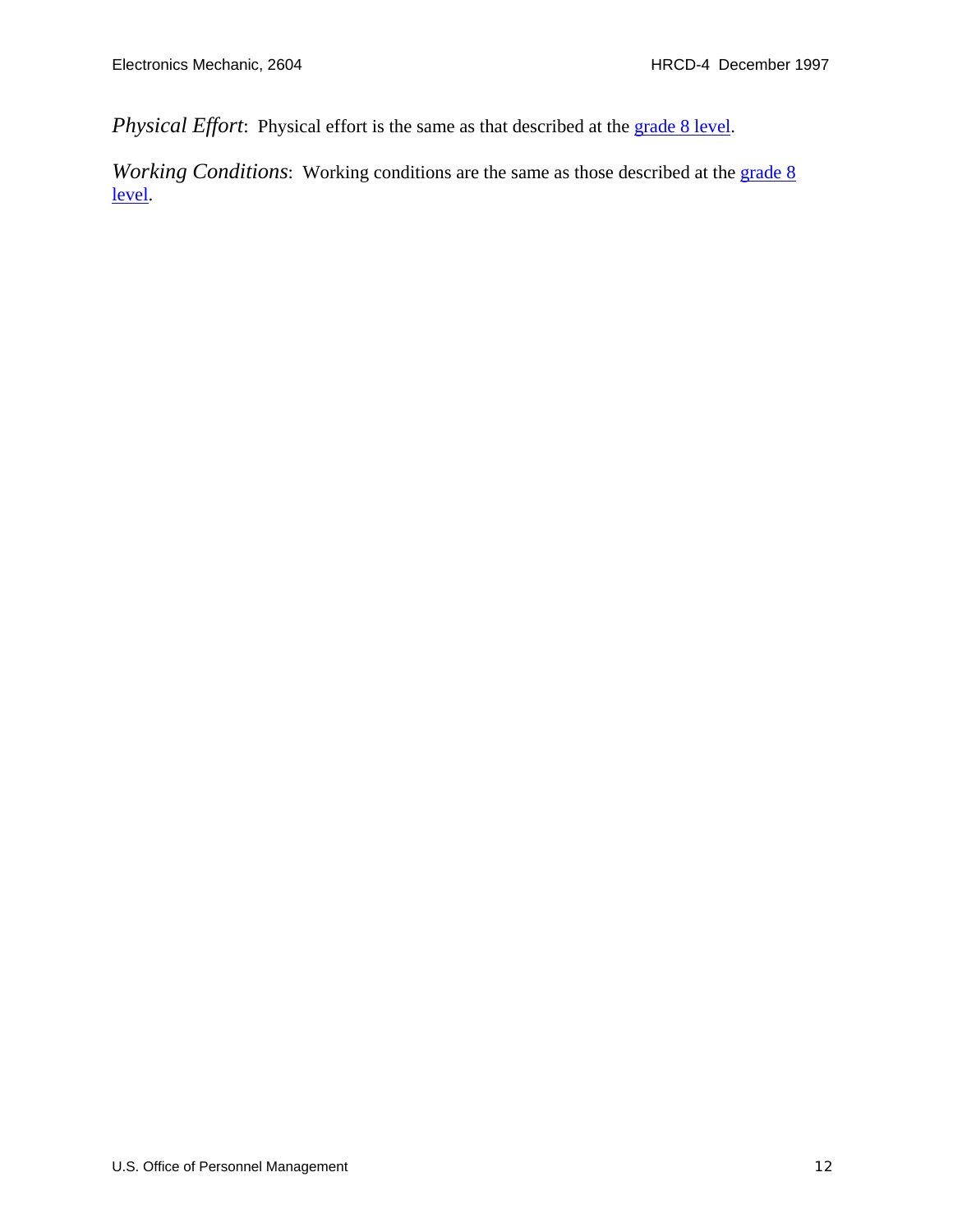*Physical Effort*: Physical effort is the same as that described at the grade 8 level.

*Working Conditions*: Working conditions are the same as those described at the grade 8 level.